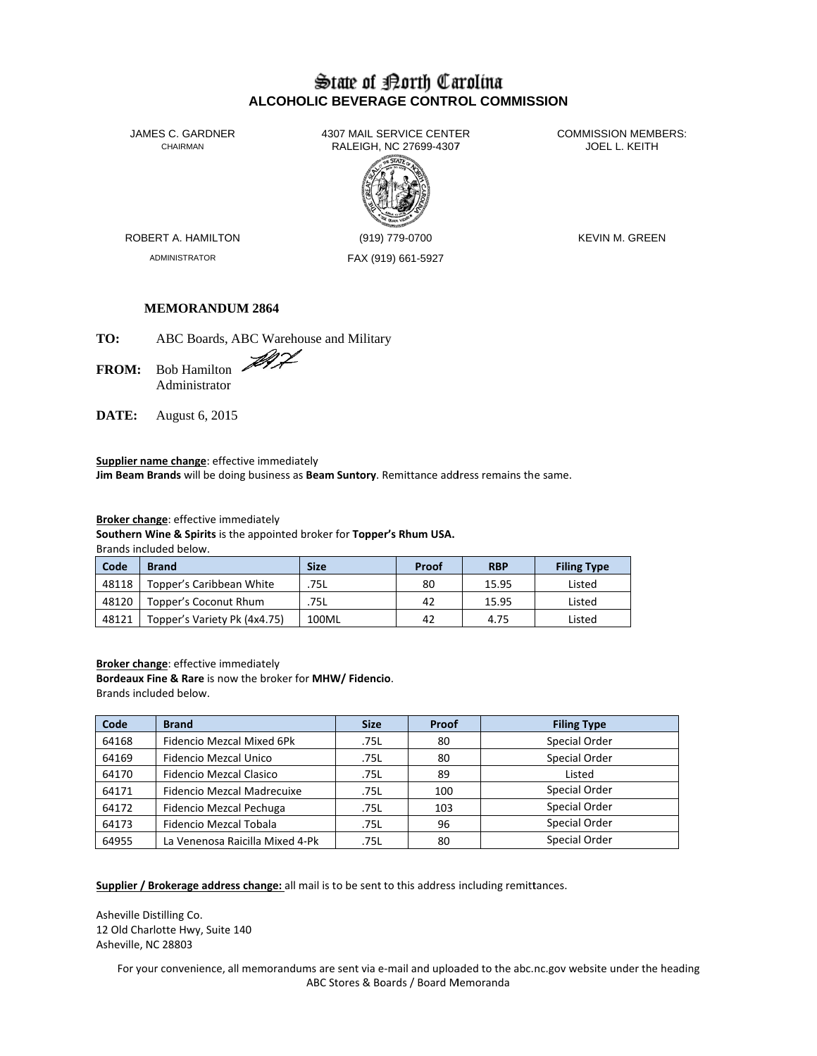# State of North Carolina
## ALCOHOLIC BEVERAGE CONTROL COMMISSION

JAMES C. GARDNER
CHAIRMAN

4307 MAIL SERVICE CENTER
RALEIGH, NC 27699-4307

COMMISSION MEMBERS:
JOEL L. KEITH

ROBERT A. HAMILTON
ADMINISTRATOR

(919) 779-0700
FAX (919) 661-5927

KEVIN M. GREEN

**MEMORANDUM 2864**

**TO:** ABC Boards, ABC Warehouse and Military

**FROM:** Bob Hamilton
Administrator

**DATE:** August 6, 2015

**Supplier name change**: effective immediately
**Jim Beam Brands** will be doing business as **Beam Suntory**. Remittance address remains the same.

**Broker change**: effective immediately
**Southern Wine & Spirits** is the appointed broker for **Topper's Rhum USA.**
Brands included below.

| Code | Brand | Size | Proof | RBP | Filing Type |
|---|---|---|---|---|---|
| 48118 | Topper's Caribbean White | .75L | 80 | 15.95 | Listed |
| 48120 | Topper's Coconut Rhum | .75L | 42 | 15.95 | Listed |
| 48121 | Topper's Variety Pk (4x4.75) | 100ML | 42 | 4.75 | Listed |

**Broker change**: effective immediately
**Bordeaux Fine & Rare** is now the broker for **MHW/ Fidencio**.
Brands included below.

| Code | Brand | Size | Proof | Filing Type |
|---|---|---|---|---|
| 64168 | Fidencio Mezcal Mixed 6Pk | .75L | 80 | Special Order |
| 64169 | Fidencio Mezcal Unico | .75L | 80 | Special Order |
| 64170 | Fidencio Mezcal Clasico | .75L | 89 | Listed |
| 64171 | Fidencio Mezcal Madrecuixe | .75L | 100 | Special Order |
| 64172 | Fidencio Mezcal Pechuga | .75L | 103 | Special Order |
| 64173 | Fidencio Mezcal Tobala | .75L | 96 | Special Order |
| 64955 | La Venenosa Raicilla Mixed 4-Pk | .75L | 80 | Special Order |

**Supplier / Brokerage address change:** all mail is to be sent to this address including remittances.

Asheville Distilling Co.
12 Old Charlotte Hwy, Suite 140
Asheville, NC 28803

For your convenience, all memorandums are sent via e-mail and uploaded to the abc.nc.gov website under the heading ABC Stores & Boards / Board Memoranda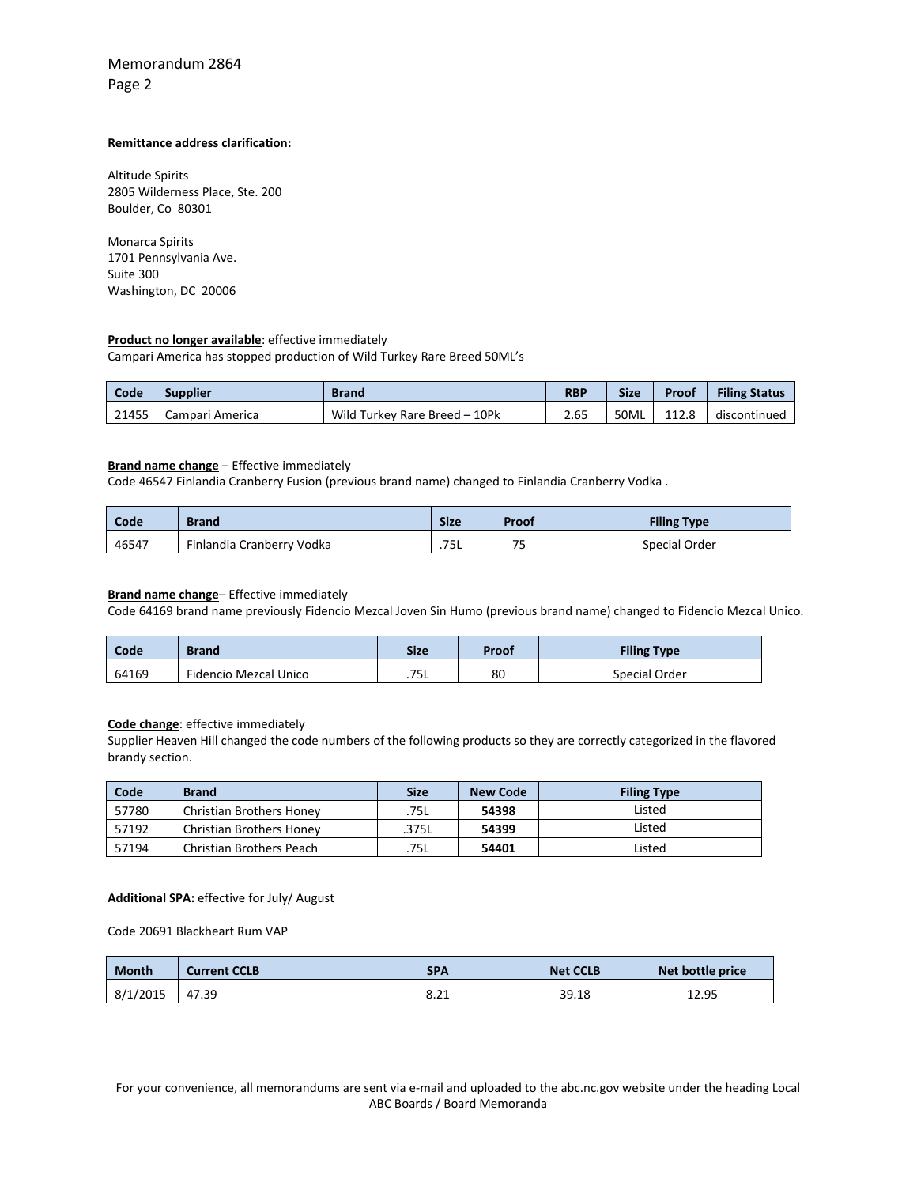**Remittance address clarification:**

Altitude Spirits
2805 Wilderness Place, Ste. 200
Boulder, Co 80301

Monarca Spirits
1701 Pennsylvania Ave.
Suite 300
Washington, DC 20006

**Product no longer available**: effective immediately
Campari America has stopped production of Wild Turkey Rare Breed 50ML's

| Code | Supplier | Brand | RBP | Size | Proof | Filing Status |
|---|---|---|---|---|---|---|
| 21455 | Campari America | Wild Turkey Rare Breed – 10Pk | 2.65 | 50ML | 112.8 | discontinued |

**Brand name change** – Effective immediately
Code 46547 Finlandia Cranberry Fusion (previous brand name) changed to Finlandia Cranberry Vodka .

| Code | Brand | Size | Proof | Filing Type |
|---|---|---|---|---|
| 46547 | Finlandia Cranberry Vodka | .75L | 75 | Special Order |

**Brand name change**– Effective immediately
Code 64169 brand name previously Fidencio Mezcal Joven Sin Humo (previous brand name) changed to Fidencio Mezcal Unico.

| Code | Brand | Size | Proof | Filing Type |
|---|---|---|---|---|
| 64169 | Fidencio Mezcal Unico | .75L | 80 | Special Order |

**Code change**: effective immediately
Supplier Heaven Hill changed the code numbers of the following products so they are correctly categorized in the flavored brandy section.

| Code | Brand | Size | New Code | Filing Type |
|---|---|---|---|---|
| 57780 | Christian Brothers Honey | .75L | **54398** | Listed |
| 57192 | Christian Brothers Honey | .375L | **54399** | Listed |
| 57194 | Christian Brothers Peach | .75L | **54401** | Listed |

**Additional SPA:** effective for July/ August

Code 20691 Blackheart Rum VAP

| Month | Current CCLB | SPA | Net CCLB | Net bottle price |
|---|---|---|---|---|
| 8/1/2015 | 47.39 | 8.21 | 39.18 | 12.95 |

For your convenience, all memorandums are sent via e-mail and uploaded to the abc.nc.gov website under the heading Local ABC Boards / Board Memoranda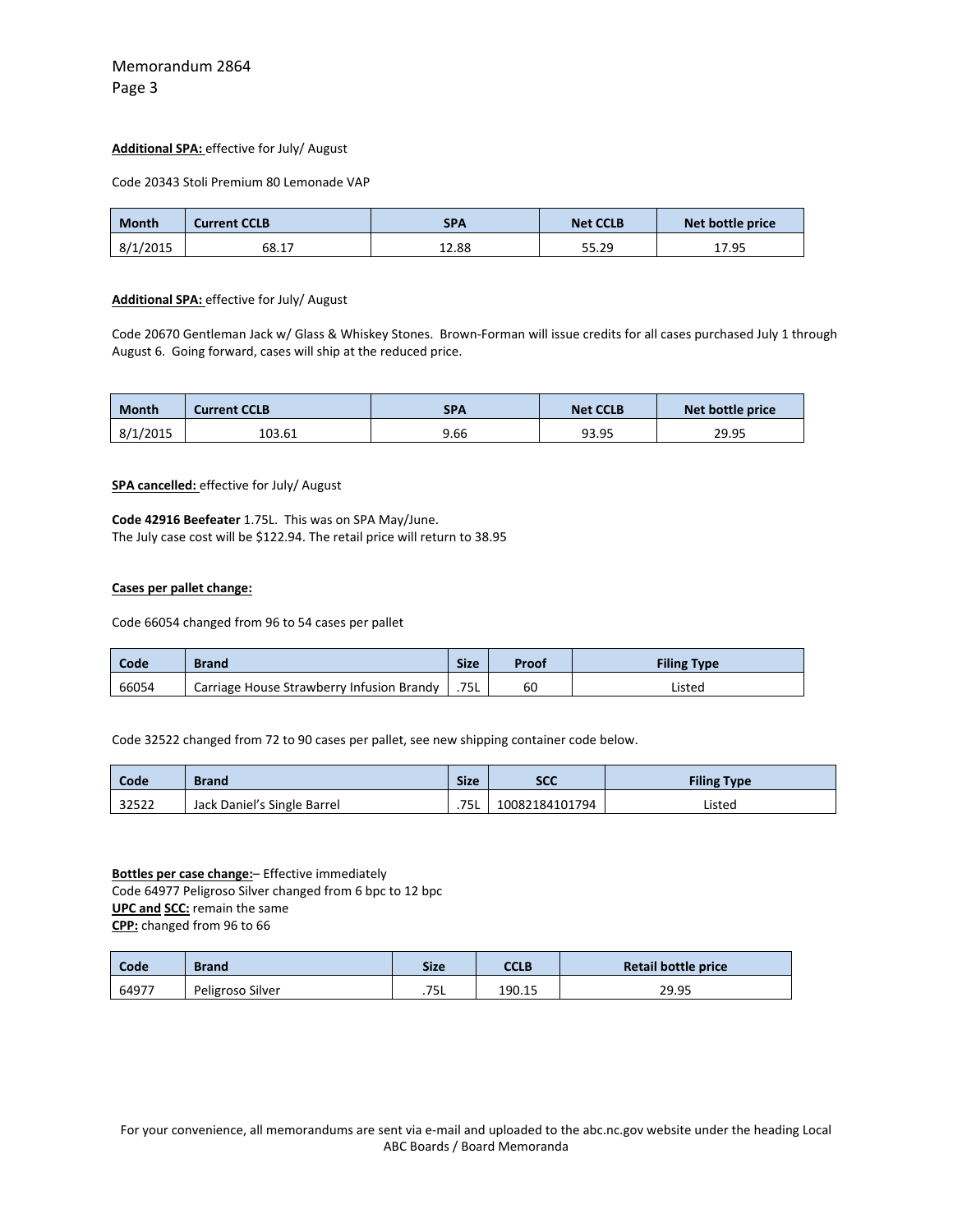**Additional SPA:** effective for July/ August

Code 20343 Stoli Premium 80 Lemonade VAP

| Month | Current CCLB | SPA | Net CCLB | Net bottle price |
|---|---|---|---|---|
| 8/1/2015 | 68.17 | 12.88 | 55.29 | 17.95 |

**Additional SPA:** effective for July/ August

Code 20670 Gentleman Jack w/ Glass & Whiskey Stones. Brown-Forman will issue credits for all cases purchased July 1 through August 6. Going forward, cases will ship at the reduced price.

| Month | Current CCLB | SPA | Net CCLB | Net bottle price |
|---|---|---|---|---|
| 8/1/2015 | 103.61 | 9.66 | 93.95 | 29.95 |

**SPA cancelled:** effective for July/ August

**Code 42916 Beefeater** 1.75L. This was on SPA May/June.
The July case cost will be $122.94. The retail price will return to 38.95

**Cases per pallet change:**

Code 66054 changed from 96 to 54 cases per pallet

| Code | Brand | Size | Proof | Filing Type |
|---|---|---|---|---|
| 66054 | Carriage House Strawberry Infusion Brandy | .75L | 60 | Listed |

Code 32522 changed from 72 to 90 cases per pallet, see new shipping container code below.

| Code | Brand | Size | SCC | Filing Type |
|---|---|---|---|---|
| 32522 | Jack Daniel's Single Barrel | .75L | 10082184101794 | Listed |

**Bottles per case change:**– Effective immediately
Code 64977 Peligroso Silver changed from 6 bpc to 12 bpc
**UPC and SCC:** remain the same
**CPP:** changed from 96 to 66

| Code | Brand | Size | CCLB | Retail bottle price |
|---|---|---|---|---|
| 64977 | Peligroso Silver | .75L | 190.15 | 29.95 |

For your convenience, all memorandums are sent via e-mail and uploaded to the abc.nc.gov website under the heading Local ABC Boards / Board Memoranda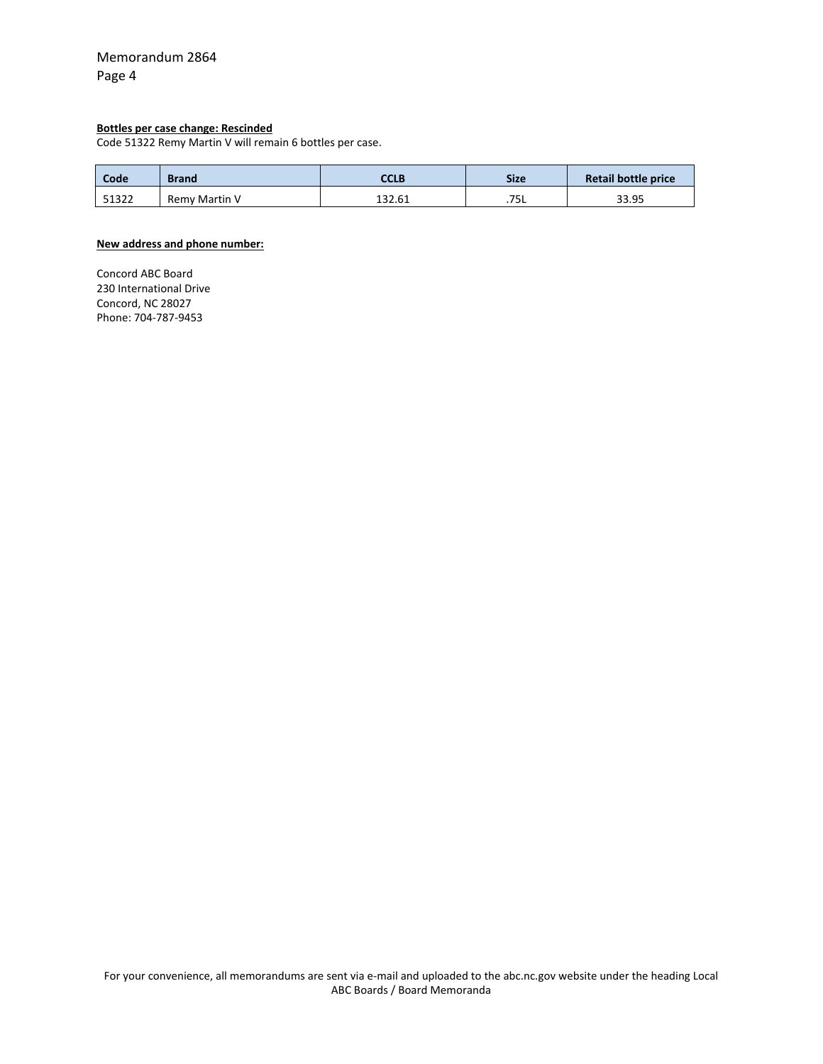**Bottles per case change: Rescinded**

Code 51322 Remy Martin V will remain 6 bottles per case.

| Code | Brand | CCLB | Size | Retail bottle price |
|---|---|---|---|---|
| 51322 | Remy Martin V | 132.61 | .75L | 33.95 |

**New address and phone number:**

Concord ABC Board
230 International Drive
Concord, NC 28027
Phone: 704-787-9453